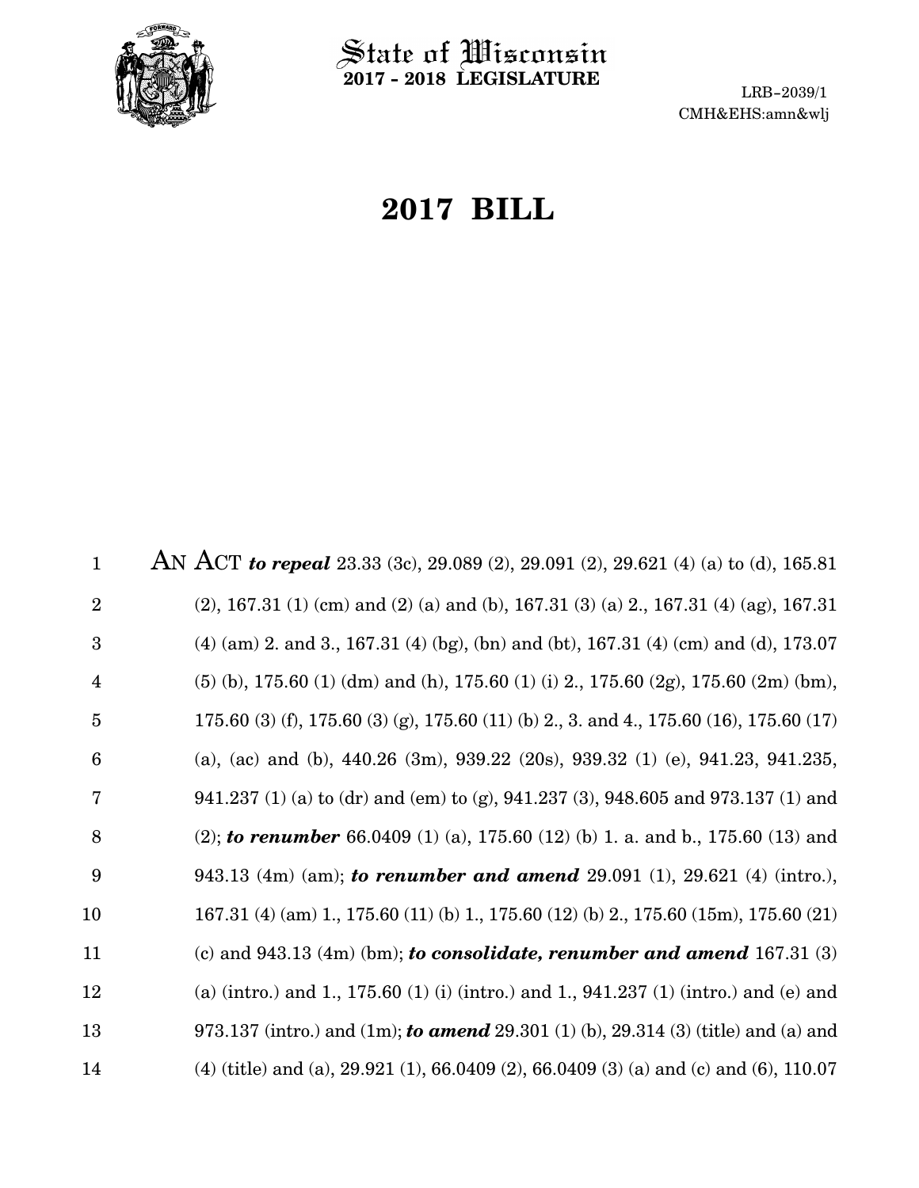State of Wisconsin
**2017 - 2018 LEGISLATURE**

LRB-2039/1
CMH&EHS:amn&wlj

# 2017 BILL

1 AN ACT ***to repeal*** 23.33 (3c), 29.089 (2), 29.091 (2), 29.621 (4) (a) to (d), 165.81
2 (2), 167.31 (1) (cm) and (2) (a) and (b), 167.31 (3) (a) 2., 167.31 (4) (ag), 167.31
3 (4) (am) 2. and 3., 167.31 (4) (bg), (bn) and (bt), 167.31 (4) (cm) and (d), 173.07
4 (5) (b), 175.60 (1) (dm) and (h), 175.60 (1) (i) 2., 175.60 (2g), 175.60 (2m) (bm),
5 175.60 (3) (f), 175.60 (3) (g), 175.60 (11) (b) 2., 3. and 4., 175.60 (16), 175.60 (17)
6 (a), (ac) and (b), 440.26 (3m), 939.22 (20s), 939.32 (1) (e), 941.23, 941.235,
7 941.237 (1) (a) to (dr) and (em) to (g), 941.237 (3), 948.605 and 973.137 (1) and
8 (2); ***to renumber*** 66.0409 (1) (a), 175.60 (12) (b) 1. a. and b., 175.60 (13) and
9 943.13 (4m) (am); ***to renumber and amend*** 29.091 (1), 29.621 (4) (intro.),
10 167.31 (4) (am) 1., 175.60 (11) (b) 1., 175.60 (12) (b) 2., 175.60 (15m), 175.60 (21)
11 (c) and 943.13 (4m) (bm); ***to consolidate, renumber and amend*** 167.31 (3)
12 (a) (intro.) and 1., 175.60 (1) (i) (intro.) and 1., 941.237 (1) (intro.) and (e) and
13 973.137 (intro.) and (1m); ***to amend*** 29.301 (1) (b), 29.314 (3) (title) and (a) and
14 (4) (title) and (a), 29.921 (1), 66.0409 (2), 66.0409 (3) (a) and (c) and (6), 110.07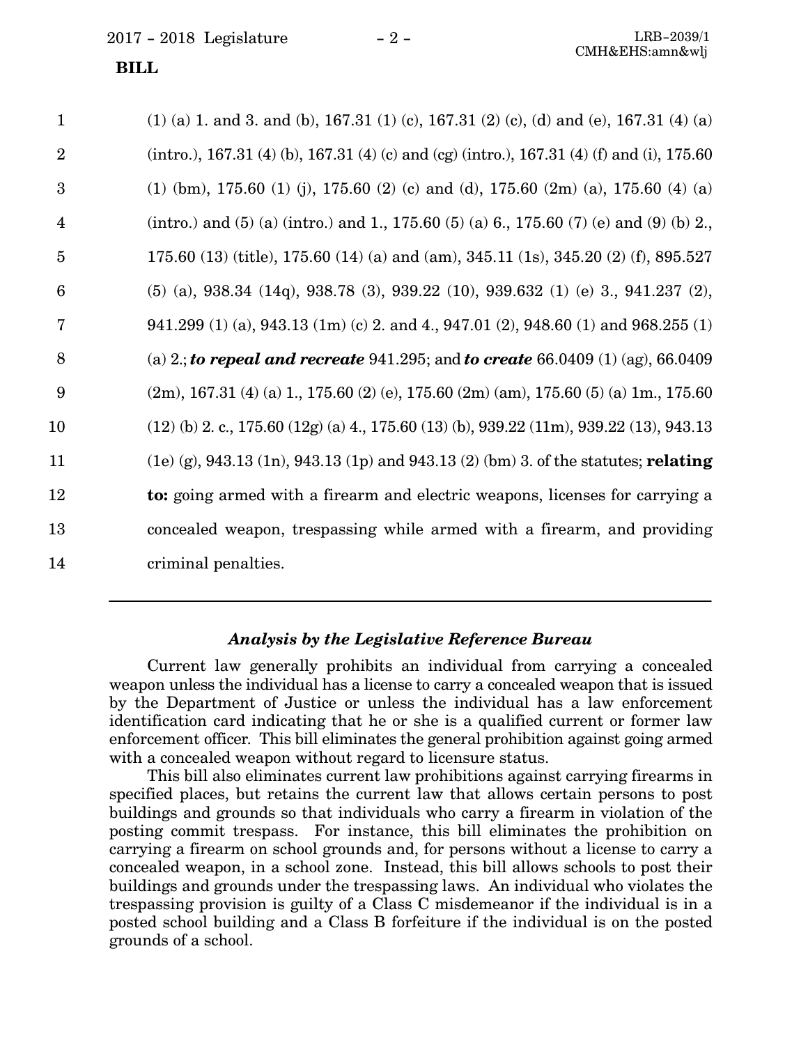(1) (a) 1. and 3. and (b), 167.31 (1) (c), 167.31 (2) (c), (d) and (e), 167.31 (4) (a) (intro.), 167.31 (4) (b), 167.31 (4) (c) and (cg) (intro.), 167.31 (4) (f) and (i), 175.60 (1) (bm), 175.60 (1) (j), 175.60 (2) (c) and (d), 175.60 (2m) (a), 175.60 (4) (a) (intro.) and (5) (a) (intro.) and 1., 175.60 (5) (a) 6., 175.60 (7) (e) and (9) (b) 2., 175.60 (13) (title), 175.60 (14) (a) and (am), 345.11 (1s), 345.20 (2) (f), 895.527 (5) (a), 938.34 (14q), 938.78 (3), 939.22 (10), 939.632 (1) (e) 3., 941.237 (2), 941.299 (1) (a), 943.13 (1m) (c) 2. and 4., 947.01 (2), 948.60 (1) and 968.255 (1) (a) 2.; ***to repeal and recreate*** 941.295; and ***to create*** 66.0409 (1) (ag), 66.0409 (2m), 167.31 (4) (a) 1., 175.60 (2) (e), 175.60 (2m) (am), 175.60 (5) (a) 1m., 175.60 (12) (b) 2. c., 175.60 (12g) (a) 4., 175.60 (13) (b), 939.22 (11m), 939.22 (13), 943.13 (1e) (g), 943.13 (1n), 943.13 (1p) and 943.13 (2) (bm) 3. of the statutes; **relating to:** going armed with a firearm and electric weapons, licenses for carrying a concealed weapon, trespassing while armed with a firearm, and providing criminal penalties.

---

### *Analysis by the Legislative Reference Bureau*

Current law generally prohibits an individual from carrying a concealed weapon unless the individual has a license to carry a concealed weapon that is issued by the Department of Justice or unless the individual has a law enforcement identification card indicating that he or she is a qualified current or former law enforcement officer. This bill eliminates the general prohibition against going armed with a concealed weapon without regard to licensure status.

This bill also eliminates current law prohibitions against carrying firearms in specified places, but retains the current law that allows certain persons to post buildings and grounds so that individuals who carry a firearm in violation of the posting commit trespass. For instance, this bill eliminates the prohibition on carrying a firearm on school grounds and, for persons without a license to carry a concealed weapon, in a school zone. Instead, this bill allows schools to post their buildings and grounds under the trespassing laws. An individual who violates the trespassing provision is guilty of a Class C misdemeanor if the individual is in a posted school building and a Class B forfeiture if the individual is on the posted grounds of a school.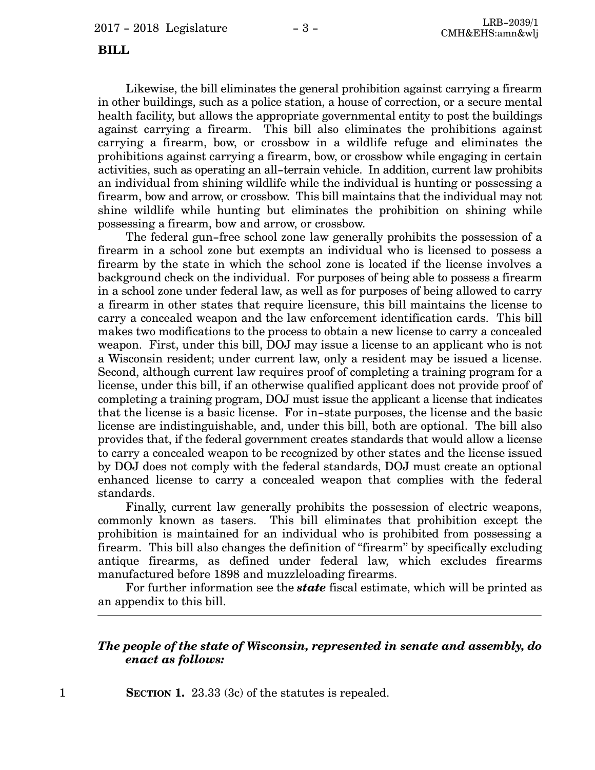Likewise, the bill eliminates the general prohibition against carrying a firearm in other buildings, such as a police station, a house of correction, or a secure mental health facility, but allows the appropriate governmental entity to post the buildings against carrying a firearm. This bill also eliminates the prohibitions against carrying a firearm, bow, or crossbow in a wildlife refuge and eliminates the prohibitions against carrying a firearm, bow, or crossbow while engaging in certain activities, such as operating an all-terrain vehicle. In addition, current law prohibits an individual from shining wildlife while the individual is hunting or possessing a firearm, bow and arrow, or crossbow. This bill maintains that the individual may not shine wildlife while hunting but eliminates the prohibition on shining while possessing a firearm, bow and arrow, or crossbow.

The federal gun-free school zone law generally prohibits the possession of a firearm in a school zone but exempts an individual who is licensed to possess a firearm by the state in which the school zone is located if the license involves a background check on the individual. For purposes of being able to possess a firearm in a school zone under federal law, as well as for purposes of being allowed to carry a firearm in other states that require licensure, this bill maintains the license to carry a concealed weapon and the law enforcement identification cards. This bill makes two modifications to the process to obtain a new license to carry a concealed weapon. First, under this bill, DOJ may issue a license to an applicant who is not a Wisconsin resident; under current law, only a resident may be issued a license. Second, although current law requires proof of completing a training program for a license, under this bill, if an otherwise qualified applicant does not provide proof of completing a training program, DOJ must issue the applicant a license that indicates that the license is a basic license. For in-state purposes, the license and the basic license are indistinguishable, and, under this bill, both are optional. The bill also provides that, if the federal government creates standards that would allow a license to carry a concealed weapon to be recognized by other states and the license issued by DOJ does not comply with the federal standards, DOJ must create an optional enhanced license to carry a concealed weapon that complies with the federal standards.

Finally, current law generally prohibits the possession of electric weapons, commonly known as tasers. This bill eliminates that prohibition except the prohibition is maintained for an individual who is prohibited from possessing a firearm. This bill also changes the definition of "firearm" by specifically excluding antique firearms, as defined under federal law, which excludes firearms manufactured before 1898 and muzzleloading firearms.

For further information see the ***state*** fiscal estimate, which will be printed as an appendix to this bill.

---

***The people of the state of Wisconsin, represented in senate and assembly, do enact as follows:***

**SECTION 1.** 23.33 (3c) of the statutes is repealed.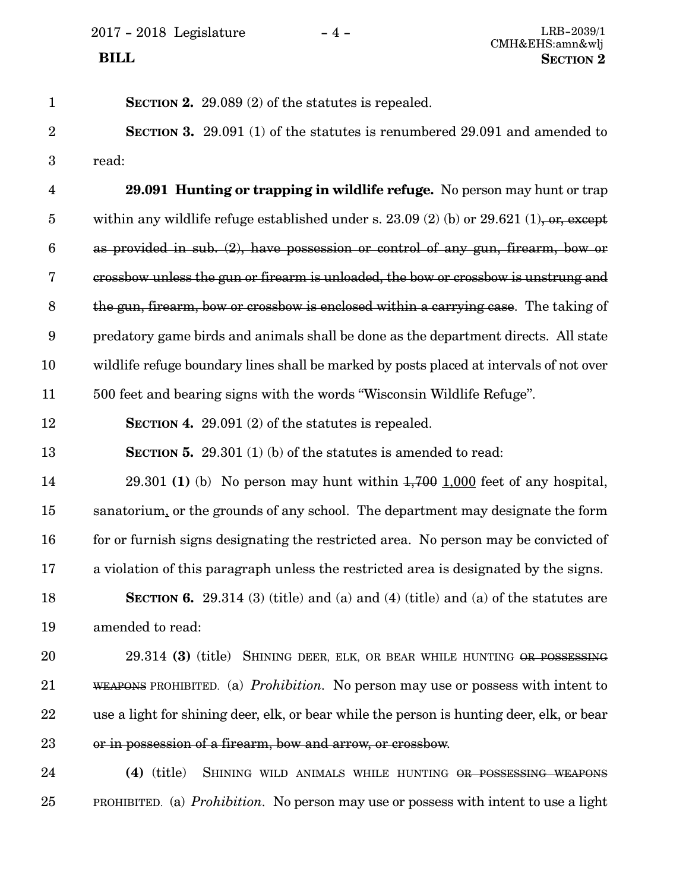**SECTION 2.** 29.089 (2) of the statutes is repealed.

**SECTION 3.** 29.091 (1) of the statutes is renumbered 29.091 and amended to read:

**29.091 Hunting or trapping in wildlife refuge.** No person may hunt or trap within any wildlife refuge established under s. 23.09 (2) (b) or 29.621 (1)~~, or, except as provided in sub. (2), have possession or control of any gun, firearm, bow or crossbow unless the gun or firearm is unloaded, the bow or crossbow is unstrung and the gun, firearm, bow or crossbow is enclosed within a carrying case~~. The taking of predatory game birds and animals shall be done as the department directs. All state wildlife refuge boundary lines shall be marked by posts placed at intervals of not over 500 feet and bearing signs with the words "Wisconsin Wildlife Refuge".

**SECTION 4.** 29.091 (2) of the statutes is repealed.

**SECTION 5.** 29.301 (1) (b) of the statutes is amended to read:

29.301 **(1)** (b) No person may hunt within ~~1,700~~ <u>1,000</u> feet of any hospital, sanatorium<u>,</u> or the grounds of any school. The department may designate the form for or furnish signs designating the restricted area. No person may be convicted of a violation of this paragraph unless the restricted area is designated by the signs.

**SECTION 6.** 29.314 (3) (title) and (a) and (4) (title) and (a) of the statutes are amended to read:

29.314 **(3)** (title) SHINING DEER, ELK, OR BEAR WHILE HUNTING ~~OR POSSESSING WEAPONS~~ PROHIBITED. (a) *Prohibition.* No person may use or possess with intent to use a light for shining deer, elk, or bear while the person is hunting deer, elk, or bear ~~or in possession of a firearm, bow and arrow, or crossbow~~.

**(4)** (title) SHINING WILD ANIMALS WHILE HUNTING ~~OR POSSESSING WEAPONS~~ PROHIBITED. (a) *Prohibition.* No person may use or possess with intent to use a light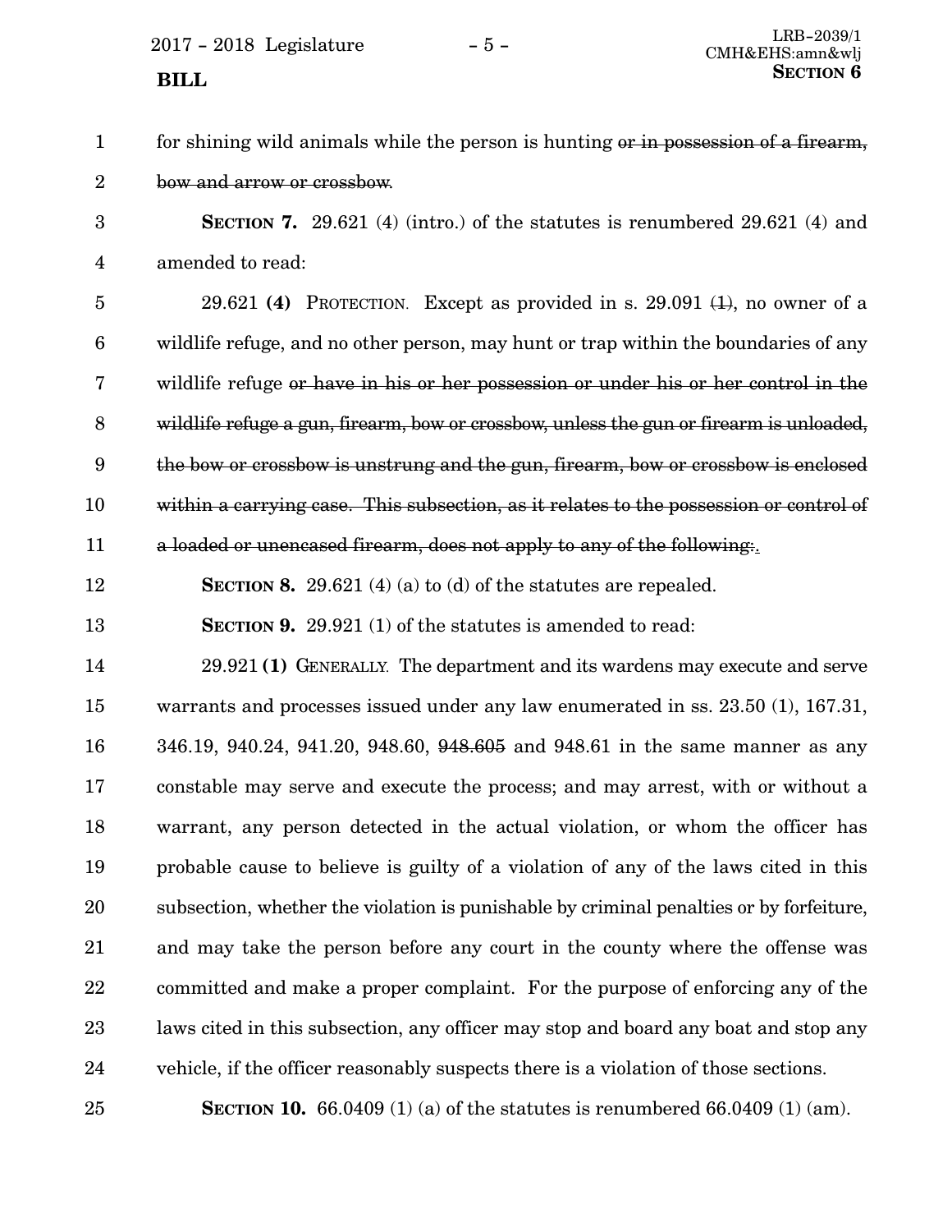for shining wild animals while the person is hunting ~~or in possession of a firearm, bow and arrow or crossbow~~.

**SECTION 7.** 29.621 (4) (intro.) of the statutes is renumbered 29.621 (4) and amended to read:

29.621 **(4)** PROTECTION. Except as provided in s. 29.091 ~~(1)~~, no owner of a wildlife refuge, and no other person, may hunt or trap within the boundaries of any wildlife refuge ~~or have in his or her possession or under his or her control in the wildlife refuge a gun, firearm, bow or crossbow, unless the gun or firearm is unloaded, the bow or crossbow is unstrung and the gun, firearm, bow or crossbow is enclosed within a carrying case. This subsection, as it relates to the possession or control of a loaded or unencased firearm, does not apply to any of the following:~~.

**SECTION 8.** 29.621 (4) (a) to (d) of the statutes are repealed.

**SECTION 9.** 29.921 (1) of the statutes is amended to read:

29.921 **(1)** GENERALLY. The department and its wardens may execute and serve warrants and processes issued under any law enumerated in ss. 23.50 (1), 167.31, 346.19, 940.24, 941.20, 948.60, ~~948.605~~ and 948.61 in the same manner as any constable may serve and execute the process; and may arrest, with or without a warrant, any person detected in the actual violation, or whom the officer has probable cause to believe is guilty of a violation of any of the laws cited in this subsection, whether the violation is punishable by criminal penalties or by forfeiture, and may take the person before any court in the county where the offense was committed and make a proper complaint. For the purpose of enforcing any of the laws cited in this subsection, any officer may stop and board any boat and stop any vehicle, if the officer reasonably suspects there is a violation of those sections.

**SECTION 10.** 66.0409 (1) (a) of the statutes is renumbered 66.0409 (1) (am).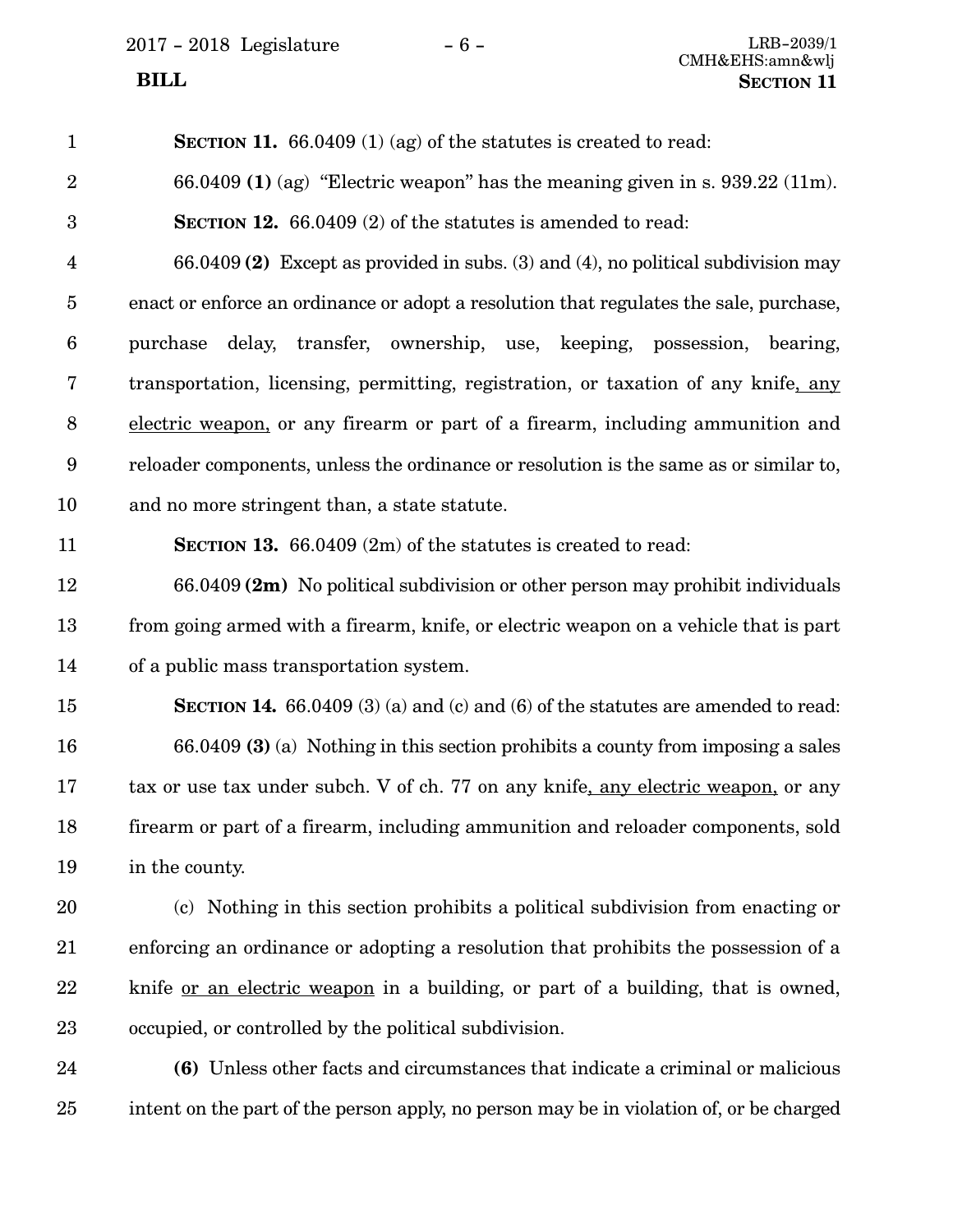**SECTION 11.** 66.0409 (1) (ag) of the statutes is created to read:

66.0409 **(1)** (ag) "Electric weapon" has the meaning given in s. 939.22 (11m).

**SECTION 12.** 66.0409 (2) of the statutes is amended to read:

66.0409 **(2)** Except as provided in subs. (3) and (4), no political subdivision may enact or enforce an ordinance or adopt a resolution that regulates the sale, purchase, purchase delay, transfer, ownership, use, keeping, possession, bearing, transportation, licensing, permitting, registration, or taxation of any knife, any electric weapon, or any firearm or part of a firearm, including ammunition and reloader components, unless the ordinance or resolution is the same as or similar to, and no more stringent than, a state statute.

**SECTION 13.** 66.0409 (2m) of the statutes is created to read:

66.0409 **(2m)** No political subdivision or other person may prohibit individuals from going armed with a firearm, knife, or electric weapon on a vehicle that is part of a public mass transportation system.

**SECTION 14.** 66.0409 (3) (a) and (c) and (6) of the statutes are amended to read:

66.0409 **(3)** (a) Nothing in this section prohibits a county from imposing a sales tax or use tax under subch. V of ch. 77 on any knife, any electric weapon, or any firearm or part of a firearm, including ammunition and reloader components, sold in the county.

(c) Nothing in this section prohibits a political subdivision from enacting or enforcing an ordinance or adopting a resolution that prohibits the possession of a knife or an electric weapon in a building, or part of a building, that is owned, occupied, or controlled by the political subdivision.

**(6)** Unless other facts and circumstances that indicate a criminal or malicious intent on the part of the person apply, no person may be in violation of, or be charged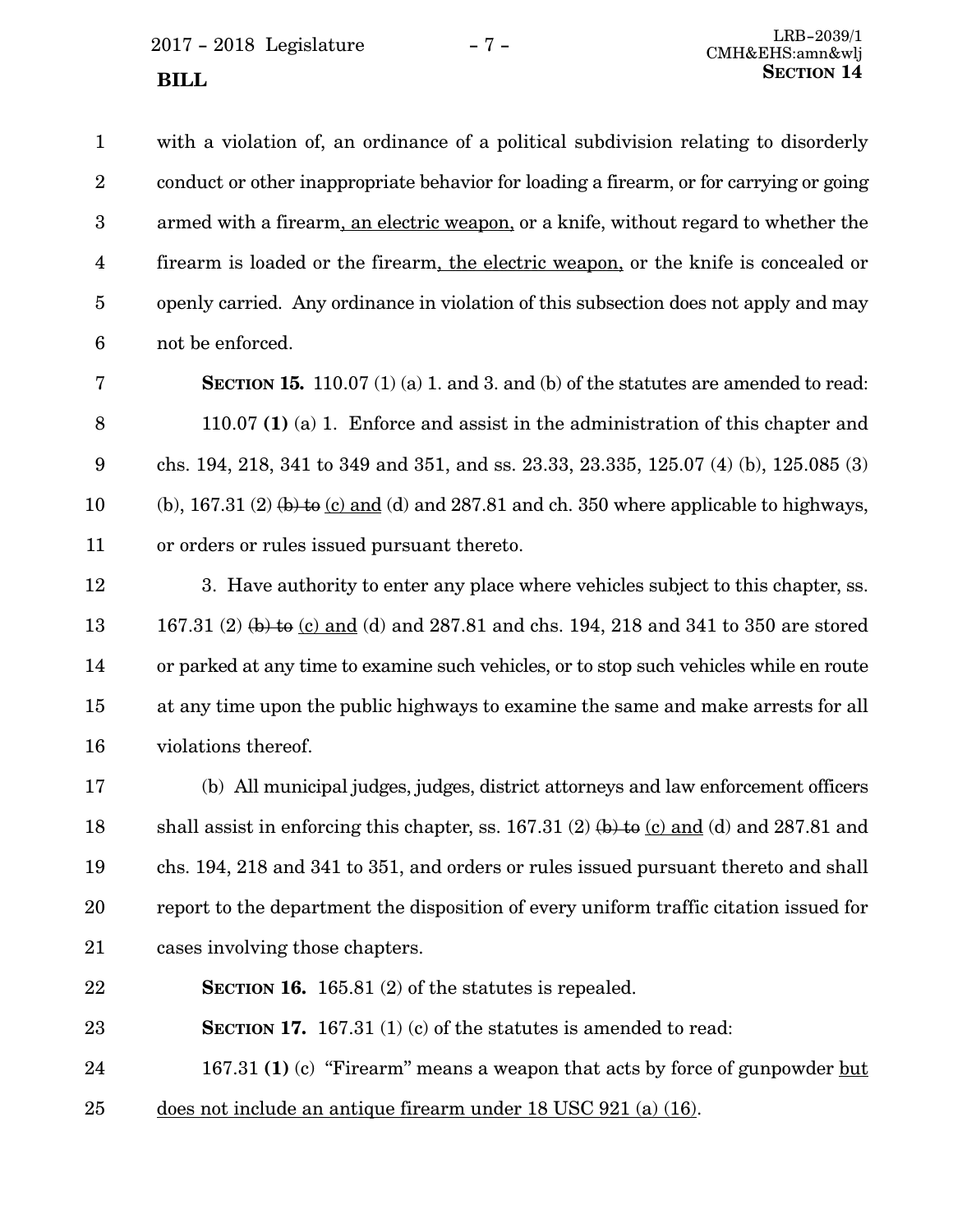with a violation of, an ordinance of a political subdivision relating to disorderly conduct or other inappropriate behavior for loading a firearm, or for carrying or going armed with a firearm<u>, an electric weapon,</u> or a knife, without regard to whether the firearm is loaded or the firearm<u>, the electric weapon,</u> or the knife is concealed or openly carried. Any ordinance in violation of this subsection does not apply and may not be enforced.

**SECTION 15.** 110.07 (1) (a) 1. and 3. and (b) of the statutes are amended to read:

110.07 **(1)** (a) 1. Enforce and assist in the administration of this chapter and chs. 194, 218, 341 to 349 and 351, and ss. 23.33, 23.335, 125.07 (4) (b), 125.085 (3) (b), 167.31 (2) ~~(b) to~~ <u>(c) and</u> (d) and 287.81 and ch. 350 where applicable to highways, or orders or rules issued pursuant thereto.

3. Have authority to enter any place where vehicles subject to this chapter, ss. 167.31 (2) ~~(b) to~~ <u>(c) and</u> (d) and 287.81 and chs. 194, 218 and 341 to 350 are stored or parked at any time to examine such vehicles, or to stop such vehicles while en route at any time upon the public highways to examine the same and make arrests for all violations thereof.

(b) All municipal judges, judges, district attorneys and law enforcement officers shall assist in enforcing this chapter, ss. 167.31 (2) ~~(b) to~~ <u>(c) and</u> (d) and 287.81 and chs. 194, 218 and 341 to 351, and orders or rules issued pursuant thereto and shall report to the department the disposition of every uniform traffic citation issued for cases involving those chapters.

**SECTION 16.** 165.81 (2) of the statutes is repealed.

**SECTION 17.** 167.31 (1) (c) of the statutes is amended to read:

167.31 **(1)** (c) "Firearm" means a weapon that acts by force of gunpowder <u>but does not include an antique firearm under 18 USC 921 (a) (16)</u>.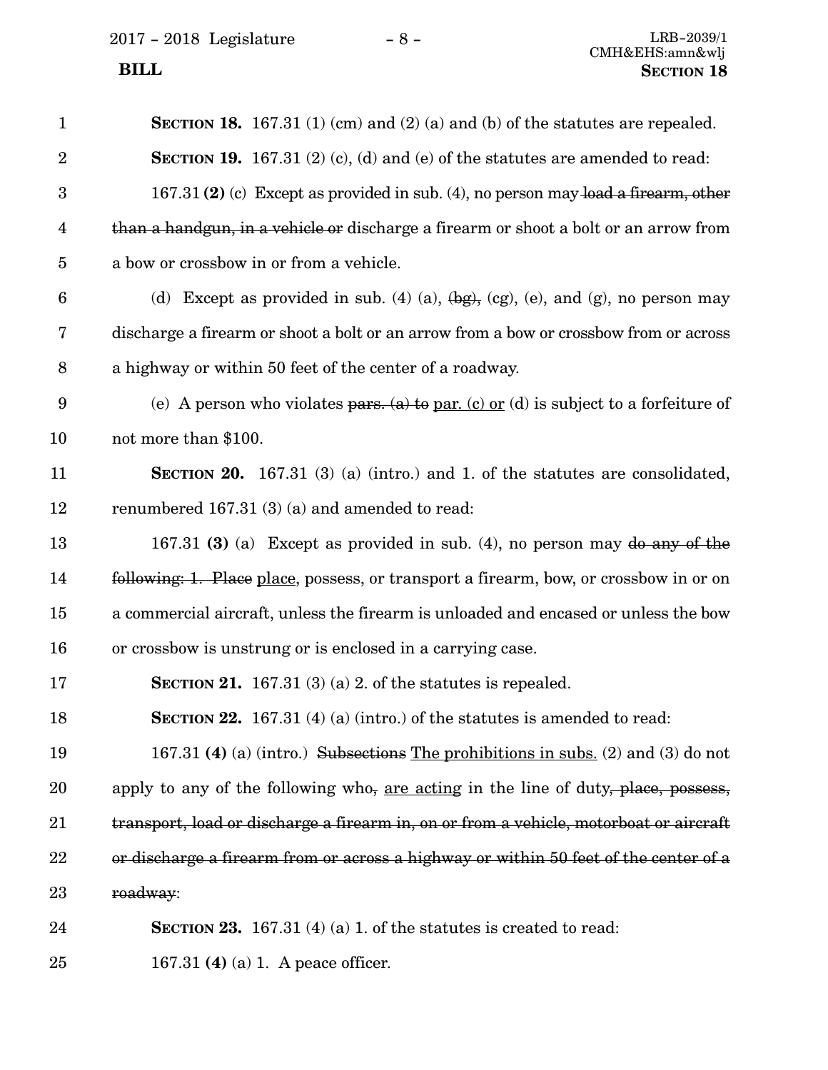**SECTION 18.** 167.31 (1) (cm) and (2) (a) and (b) of the statutes are repealed.

**SECTION 19.** 167.31 (2) (c), (d) and (e) of the statutes are amended to read:

167.31 **(2)** (c) Except as provided in sub. (4), no person may ~~load a firearm, other than a handgun, in a vehicle or~~ discharge a firearm or shoot a bolt or an arrow from a bow or crossbow in or from a vehicle.

(d) Except as provided in sub. (4) (a), ~~(bg),~~ (cg), (e), and (g), no person may discharge a firearm or shoot a bolt or an arrow from a bow or crossbow from or across a highway or within 50 feet of the center of a roadway.

(e) A person who violates ~~pars. (a) to~~ <u>par. (c) or</u> (d) is subject to a forfeiture of not more than $100.

**SECTION 20.** 167.31 (3) (a) (intro.) and 1. of the statutes are consolidated, renumbered 167.31 (3) (a) and amended to read:

167.31 **(3)** (a) Except as provided in sub. (4), no person may ~~do any of the following: 1. Place~~ <u>place</u>, possess, or transport a firearm, bow, or crossbow in or on a commercial aircraft, unless the firearm is unloaded and encased or unless the bow or crossbow is unstrung or is enclosed in a carrying case.

**SECTION 21.** 167.31 (3) (a) 2. of the statutes is repealed.

**SECTION 22.** 167.31 (4) (a) (intro.) of the statutes is amended to read:

167.31 **(4)** (a) (intro.) ~~Subsections~~ <u>The prohibitions in subs.</u> (2) and (3) do not apply to any of the following who~~,~~ <u>are acting</u> in the line of duty~~, place, possess, transport, load or discharge a firearm in, on or from a vehicle, motorboat or aircraft or discharge a firearm from or across a highway or within 50 feet of the center of a roadway~~:

**SECTION 23.** 167.31 (4) (a) 1. of the statutes is created to read:

167.31 **(4)** (a) 1. A peace officer.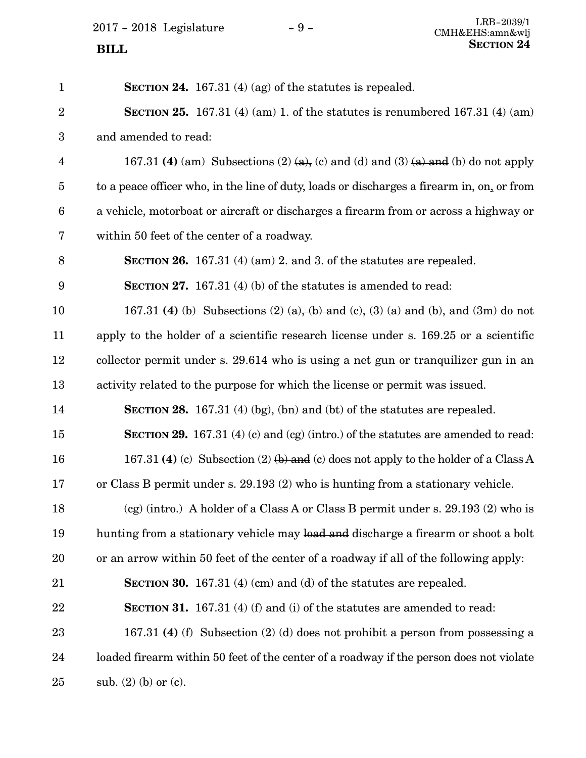**SECTION 24.** 167.31 (4) (ag) of the statutes is repealed.

**SECTION 25.** 167.31 (4) (am) 1. of the statutes is renumbered 167.31 (4) (am) and amended to read:

167.31 **(4)** (am) Subsections (2) ~~(a),~~ (c) and (d) and (3) ~~(a) and~~ (b) do not apply to a peace officer who, in the line of duty, loads or discharges a firearm in, on~~,~~ or from a vehicle~~, motorboat~~ or aircraft or discharges a firearm from or across a highway or within 50 feet of the center of a roadway.

**SECTION 26.** 167.31 (4) (am) 2. and 3. of the statutes are repealed.

**SECTION 27.** 167.31 (4) (b) of the statutes is amended to read:

167.31 **(4)** (b) Subsections (2) ~~(a), (b) and~~ (c), (3) (a) and (b), and (3m) do not apply to the holder of a scientific research license under s. 169.25 or a scientific collector permit under s. 29.614 who is using a net gun or tranquilizer gun in an activity related to the purpose for which the license or permit was issued.

**SECTION 28.** 167.31 (4) (bg), (bn) and (bt) of the statutes are repealed.

**SECTION 29.** 167.31 (4) (c) and (cg) (intro.) of the statutes are amended to read:

167.31 **(4)** (c) Subsection (2) ~~(b) and~~ (c) does not apply to the holder of a Class A or Class B permit under s. 29.193 (2) who is hunting from a stationary vehicle.

(cg) (intro.) A holder of a Class A or Class B permit under s. 29.193 (2) who is hunting from a stationary vehicle may ~~load and~~ discharge a firearm or shoot a bolt or an arrow within 50 feet of the center of a roadway if all of the following apply:

**SECTION 30.** 167.31 (4) (cm) and (d) of the statutes are repealed.

**SECTION 31.** 167.31 (4) (f) and (i) of the statutes are amended to read:

167.31 **(4)** (f) Subsection (2) (d) does not prohibit a person from possessing a loaded firearm within 50 feet of the center of a roadway if the person does not violate sub. (2) ~~(b) or~~ (c).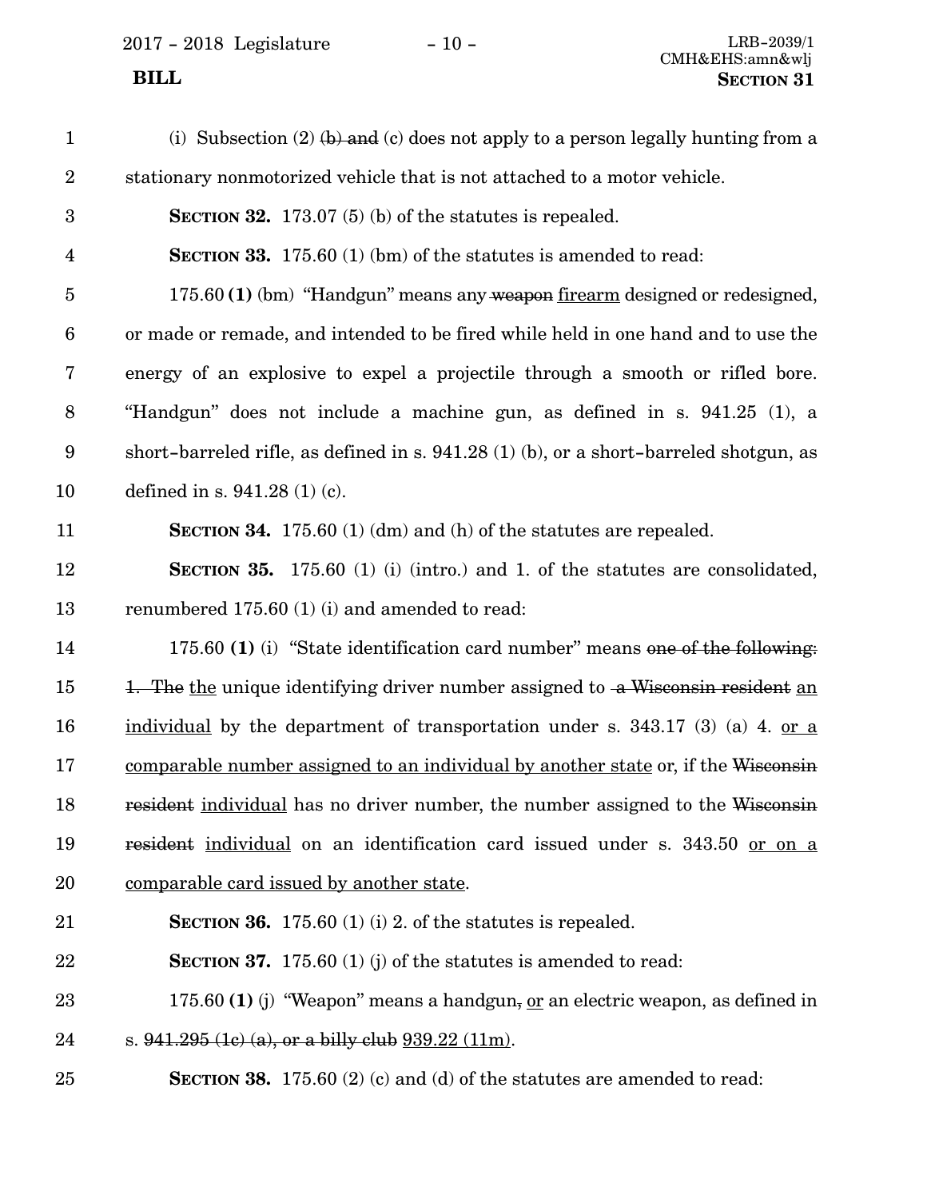(i) Subsection (2) ~~(b) and~~ (c) does not apply to a person legally hunting from a stationary nonmotorized vehicle that is not attached to a motor vehicle.

**SECTION 32.** 173.07 (5) (b) of the statutes is repealed.

**SECTION 33.** 175.60 (1) (bm) of the statutes is amended to read:

175.60 **(1)** (bm) "Handgun" means any ~~weapon~~ <u>firearm</u> designed or redesigned, or made or remade, and intended to be fired while held in one hand and to use the energy of an explosive to expel a projectile through a smooth or rifled bore. "Handgun" does not include a machine gun, as defined in s. 941.25 (1), a short-barreled rifle, as defined in s. 941.28 (1) (b), or a short-barreled shotgun, as defined in s. 941.28 (1) (c).

**SECTION 34.** 175.60 (1) (dm) and (h) of the statutes are repealed.

**SECTION 35.** 175.60 (1) (i) (intro.) and 1. of the statutes are consolidated, renumbered 175.60 (1) (i) and amended to read:

175.60 **(1)** (i) "State identification card number" means ~~one of the following: 1. The~~ <u>the</u> unique identifying driver number assigned to ~~a Wisconsin resident~~ <u>an individual</u> by the department of transportation under s. 343.17 (3) (a) 4. <u>or a comparable number assigned to an individual by another state</u> or, if the ~~Wisconsin resident~~ <u>individual</u> has no driver number, the number assigned to the ~~Wisconsin resident~~ <u>individual</u> on an identification card issued under s. 343.50 <u>or on a comparable card issued by another state</u>.

**SECTION 36.** 175.60 (1) (i) 2. of the statutes is repealed.

**SECTION 37.** 175.60 (1) (j) of the statutes is amended to read:

175.60 **(1)** (j) "Weapon" means a handgun~~,~~ <u>or</u> an electric weapon, as defined in s. ~~941.295 (1c) (a), or a billy club~~ <u>939.22 (11m)</u>.

**SECTION 38.** 175.60 (2) (c) and (d) of the statutes are amended to read: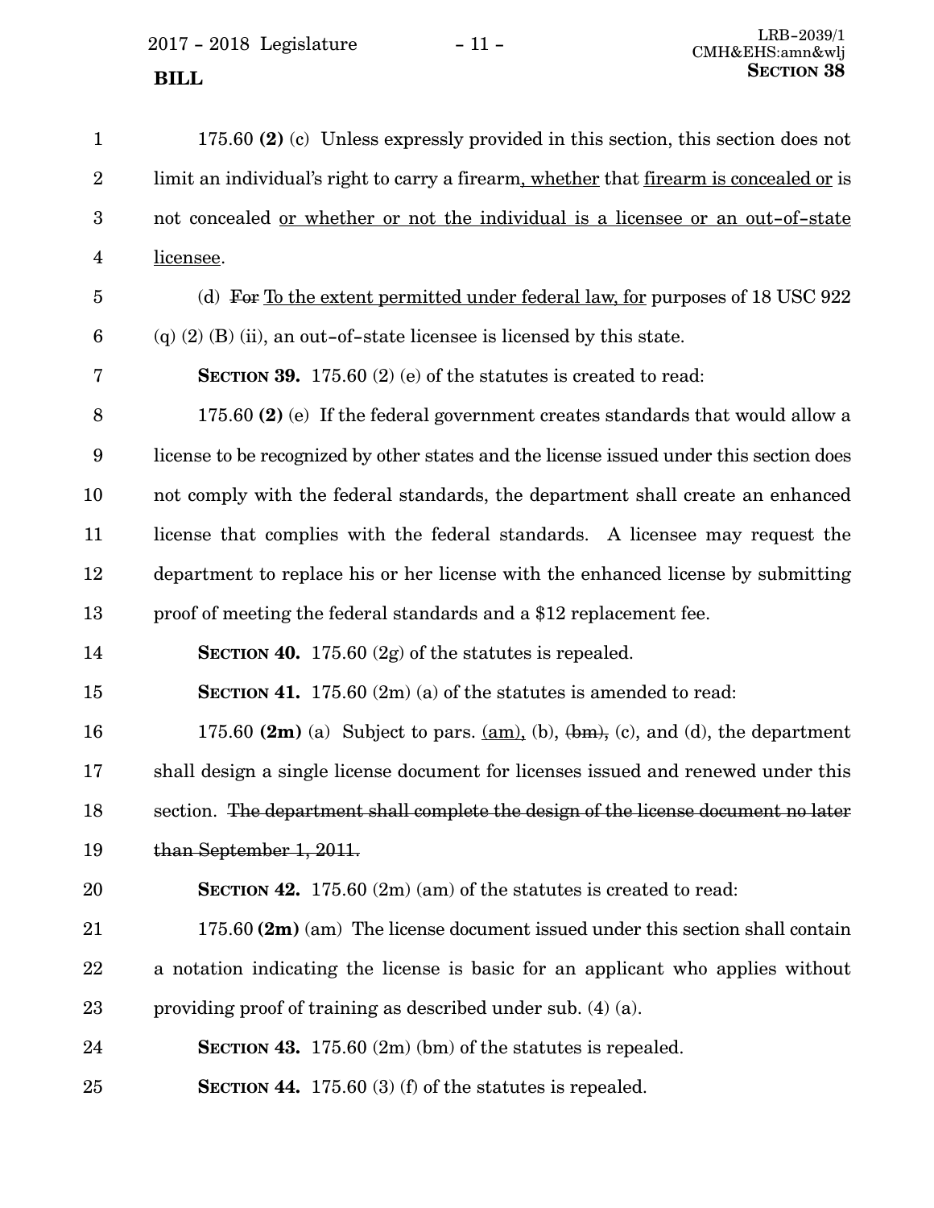175.60 **(2)** (c) Unless expressly provided in this section, this section does not limit an individual's right to carry a firearm<u>, whether</u> that <u>firearm is concealed or</u> is not concealed <u>or whether or not the individual is a licensee or an out-of-state licensee</u>.

(d) ~~For~~ <u>To the extent permitted under federal law, for</u> purposes of 18 USC 922 (q) (2) (B) (ii), an out-of-state licensee is licensed by this state.

**SECTION 39.** 175.60 (2) (e) of the statutes is created to read:

175.60 **(2)** (e) If the federal government creates standards that would allow a license to be recognized by other states and the license issued under this section does not comply with the federal standards, the department shall create an enhanced license that complies with the federal standards. A licensee may request the department to replace his or her license with the enhanced license by submitting proof of meeting the federal standards and a $12 replacement fee.

**SECTION 40.** 175.60 (2g) of the statutes is repealed.

**SECTION 41.** 175.60 (2m) (a) of the statutes is amended to read:

175.60 **(2m)** (a) Subject to pars. <u>(am),</u> (b), ~~(bm),~~ (c), and (d), the department shall design a single license document for licenses issued and renewed under this section. ~~The department shall complete the design of the license document no later than September 1, 2011.~~

**SECTION 42.** 175.60 (2m) (am) of the statutes is created to read:

175.60 **(2m)** (am) The license document issued under this section shall contain a notation indicating the license is basic for an applicant who applies without providing proof of training as described under sub. (4) (a).

**SECTION 43.** 175.60 (2m) (bm) of the statutes is repealed.

**SECTION 44.** 175.60 (3) (f) of the statutes is repealed.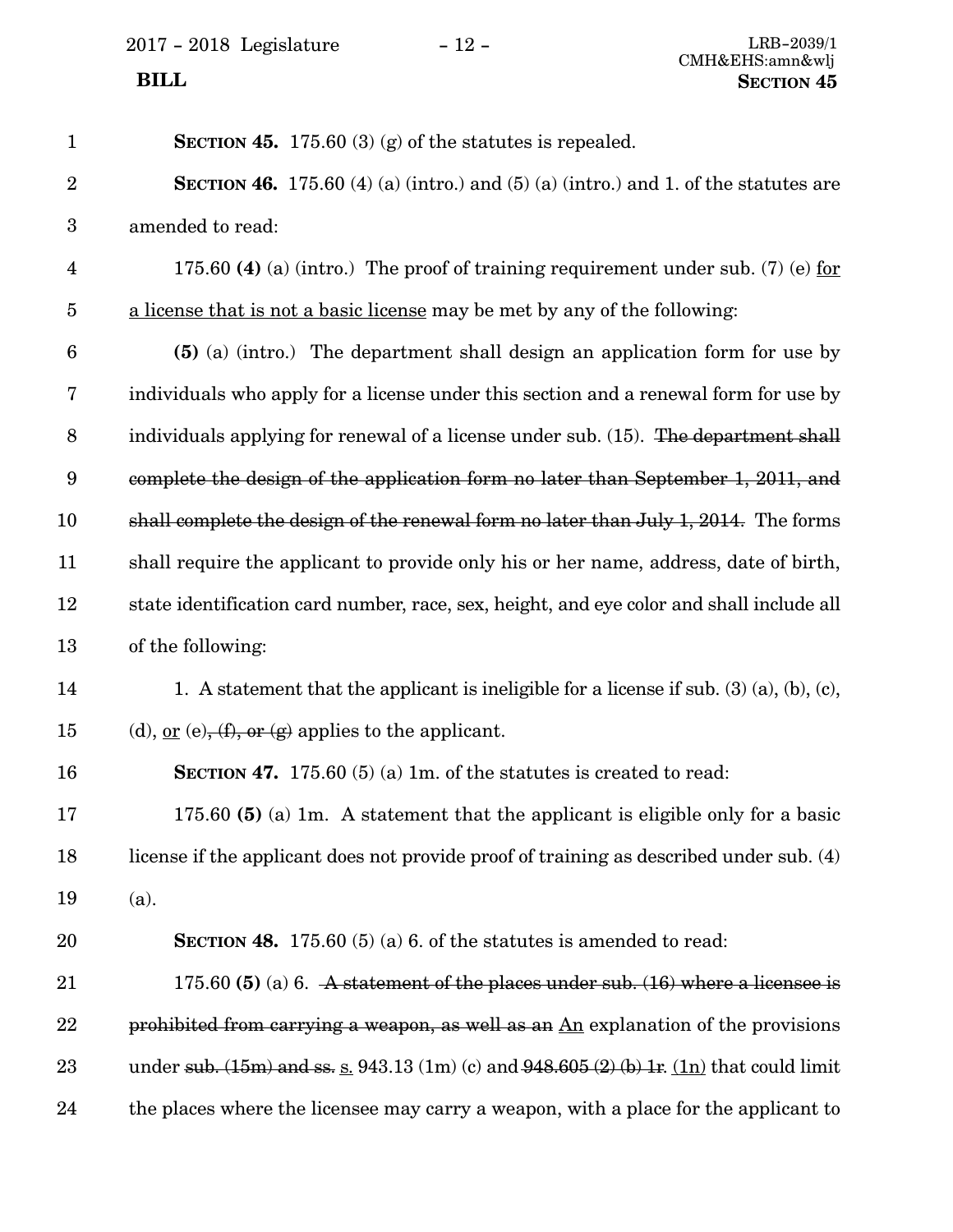**SECTION 45.** 175.60 (3) (g) of the statutes is repealed.

**SECTION 46.** 175.60 (4) (a) (intro.) and (5) (a) (intro.) and 1. of the statutes are amended to read:

175.60 **(4)** (a) (intro.) The proof of training requirement under sub. (7) (e) <u>for a license that is not a basic license</u> may be met by any of the following:

**(5)** (a) (intro.) The department shall design an application form for use by individuals who apply for a license under this section and a renewal form for use by individuals applying for renewal of a license under sub. (15). ~~The department shall complete the design of the application form no later than September 1, 2011, and shall complete the design of the renewal form no later than July 1, 2014.~~ The forms shall require the applicant to provide only his or her name, address, date of birth, state identification card number, race, sex, height, and eye color and shall include all of the following:

1. A statement that the applicant is ineligible for a license if sub. (3) (a), (b), (c), (d), <u>or</u> (e)~~, (f), or (g)~~ applies to the applicant.

**SECTION 47.** 175.60 (5) (a) 1m. of the statutes is created to read:

175.60 **(5)** (a) 1m. A statement that the applicant is eligible only for a basic license if the applicant does not provide proof of training as described under sub. (4) (a).

**SECTION 48.** 175.60 (5) (a) 6. of the statutes is amended to read:

175.60 **(5)** (a) 6. ~~A statement of the places under sub. (16) where a licensee is prohibited from carrying a weapon, as well as an~~ <u>An</u> explanation of the provisions under ~~sub. (15m) and ss.~~ <u>s.</u> 943.13 (1m) (c) and ~~948.605 (2) (b) 1r.~~ <u>(1n)</u> that could limit the places where the licensee may carry a weapon, with a place for the applicant to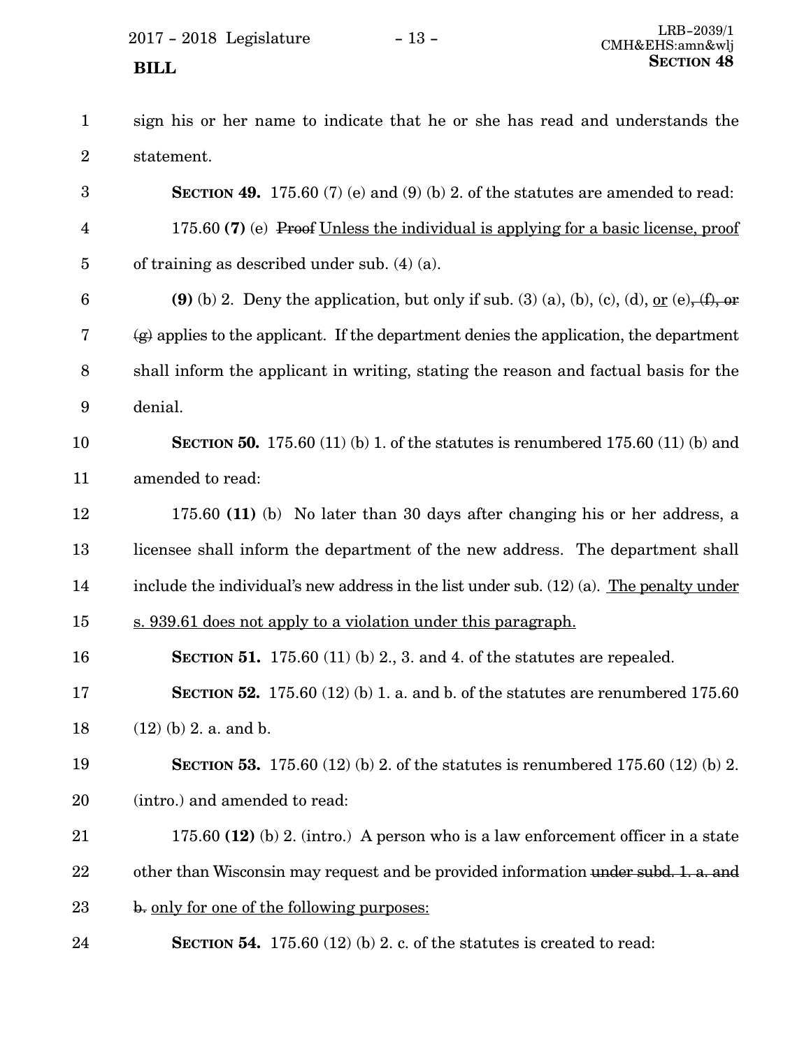sign his or her name to indicate that he or she has read and understands the statement.

**SECTION 49.** 175.60 (7) (e) and (9) (b) 2. of the statutes are amended to read:

175.60 **(7)** (e) ~~Proof~~ <u>Unless the individual is applying for a basic license, proof</u> of training as described under sub. (4) (a).

**(9)** (b) 2. Deny the application, but only if sub. (3) (a), (b), (c), (d), <u>or</u> (e)~~, (f), or (g)~~ applies to the applicant. If the department denies the application, the department shall inform the applicant in writing, stating the reason and factual basis for the denial.

**SECTION 50.** 175.60 (11) (b) 1. of the statutes is renumbered 175.60 (11) (b) and amended to read:

175.60 **(11)** (b) No later than 30 days after changing his or her address, a licensee shall inform the department of the new address. The department shall include the individual's new address in the list under sub. (12) (a). <u>The penalty under s. 939.61 does not apply to a violation under this paragraph.</u>

**SECTION 51.** 175.60 (11) (b) 2., 3. and 4. of the statutes are repealed.

**SECTION 52.** 175.60 (12) (b) 1. a. and b. of the statutes are renumbered 175.60 (12) (b) 2. a. and b.

**SECTION 53.** 175.60 (12) (b) 2. of the statutes is renumbered 175.60 (12) (b) 2. (intro.) and amended to read:

175.60 **(12)** (b) 2. (intro.) A person who is a law enforcement officer in a state other than Wisconsin may request and be provided information ~~under subd. 1. a. and b.~~ <u>only for one of the following purposes:</u>

**SECTION 54.** 175.60 (12) (b) 2. c. of the statutes is created to read: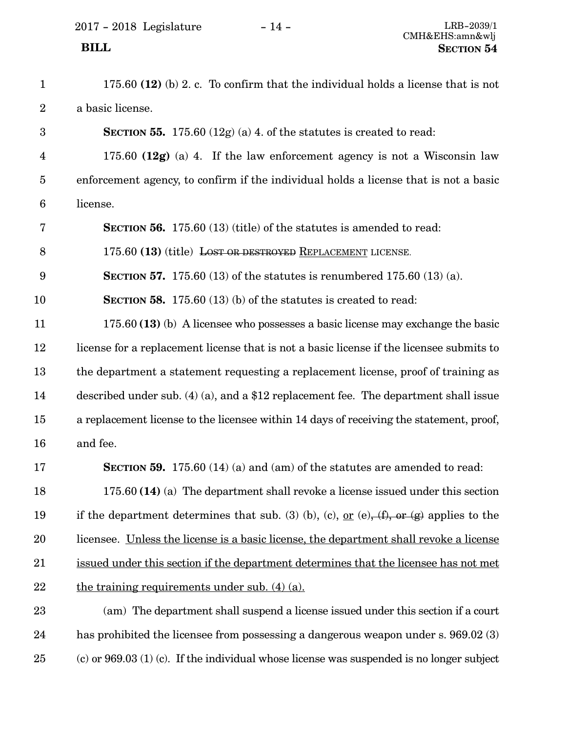175.60 **(12)** (b) 2. c. To confirm that the individual holds a license that is not a basic license.

**SECTION 55.** 175.60 (12g) (a) 4. of the statutes is created to read:

175.60 **(12g)** (a) 4. If the law enforcement agency is not a Wisconsin law enforcement agency, to confirm if the individual holds a license that is not a basic license.

**SECTION 56.** 175.60 (13) (title) of the statutes is amended to read:

175.60 **(13)** (title) ~~LOST OR DESTROYED~~ REPLACEMENT LICENSE.

**SECTION 57.** 175.60 (13) of the statutes is renumbered 175.60 (13) (a).

**SECTION 58.** 175.60 (13) (b) of the statutes is created to read:

175.60 **(13)** (b) A licensee who possesses a basic license may exchange the basic license for a replacement license that is not a basic license if the licensee submits to the department a statement requesting a replacement license, proof of training as described under sub. (4) (a), and a $12 replacement fee. The department shall issue a replacement license to the licensee within 14 days of receiving the statement, proof, and fee.

**SECTION 59.** 175.60 (14) (a) and (am) of the statutes are amended to read:

175.60 **(14)** (a) The department shall revoke a license issued under this section if the department determines that sub. (3) (b), (c), or (e)~~, (f), or (g)~~ applies to the licensee. Unless the license is a basic license, the department shall revoke a license issued under this section if the department determines that the licensee has not met the training requirements under sub. (4) (a).

(am) The department shall suspend a license issued under this section if a court has prohibited the licensee from possessing a dangerous weapon under s. 969.02 (3) (c) or 969.03 (1) (c). If the individual whose license was suspended is no longer subject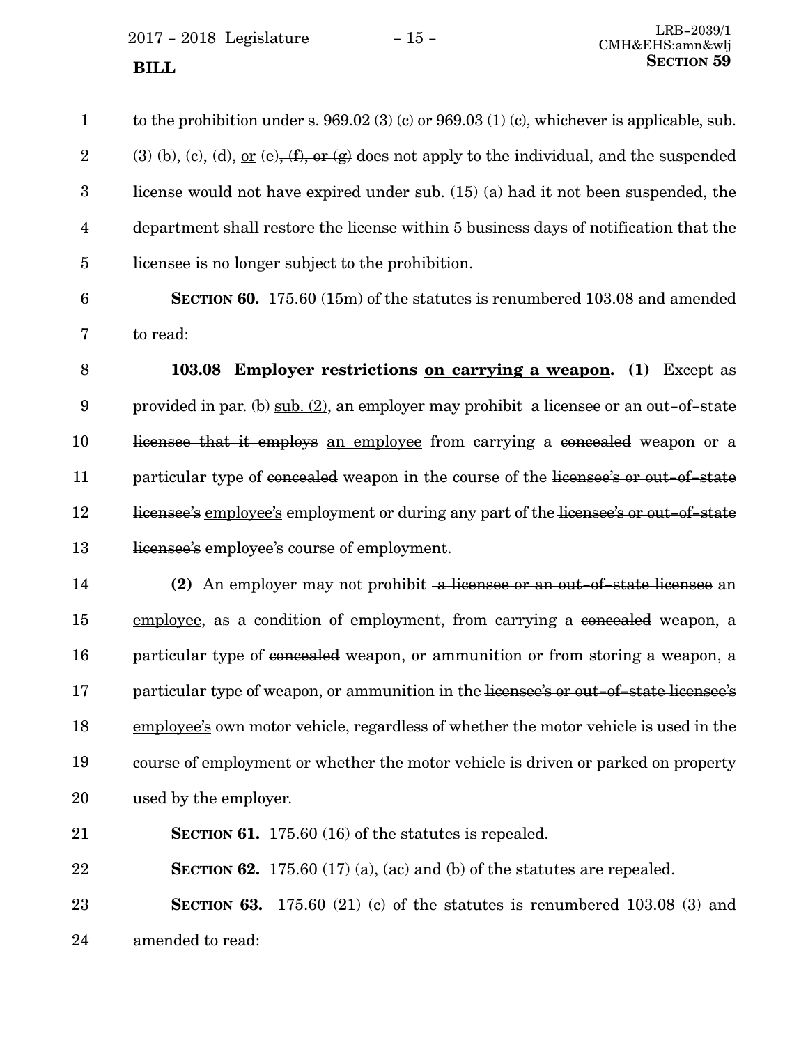to the prohibition under s. 969.02 (3) (c) or 969.03 (1) (c), whichever is applicable, sub. (3) (b), (c), (d), <u>or</u> (e)~~, (f), or (g)~~ does not apply to the individual, and the suspended license would not have expired under sub. (15) (a) had it not been suspended, the department shall restore the license within 5 business days of notification that the licensee is no longer subject to the prohibition.

**SECTION 60.** 175.60 (15m) of the statutes is renumbered 103.08 and amended to read:

**103.08 Employer restrictions <u>on carrying a weapon</u>. (1)** Except as provided in ~~par. (b)~~ <u>sub. (2)</u>, an employer may prohibit ~~a licensee or an out-of-state licensee that it employs~~ <u>an employee</u> from carrying a ~~concealed~~ weapon or a particular type of ~~concealed~~ weapon in the course of the ~~licensee's or out-of-state licensee's~~ <u>employee's</u> employment or during any part of the ~~licensee's or out-of-state licensee's~~ <u>employee's</u> course of employment.

**(2)** An employer may not prohibit ~~a licensee or an out-of-state licensee~~ <u>an employee</u>, as a condition of employment, from carrying a ~~concealed~~ weapon, a particular type of ~~concealed~~ weapon, or ammunition or from storing a weapon, a particular type of weapon, or ammunition in the ~~licensee's or out-of-state licensee's~~ <u>employee's</u> own motor vehicle, regardless of whether the motor vehicle is used in the course of employment or whether the motor vehicle is driven or parked on property used by the employer.

**SECTION 61.** 175.60 (16) of the statutes is repealed.

**SECTION 62.** 175.60 (17) (a), (ac) and (b) of the statutes are repealed.

**SECTION 63.** 175.60 (21) (c) of the statutes is renumbered 103.08 (3) and amended to read: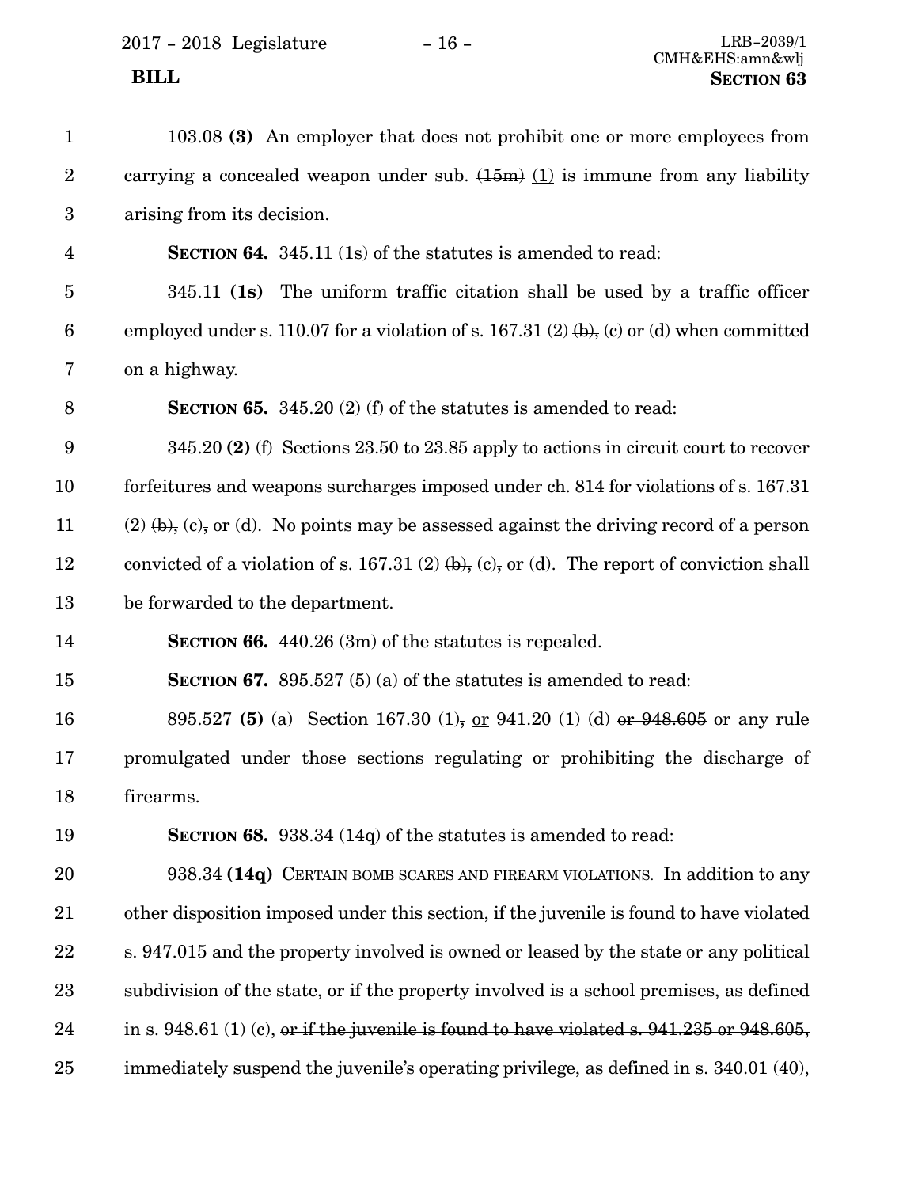103.08 **(3)** An employer that does not prohibit one or more employees from carrying a concealed weapon under sub. ~~(15m)~~ <u>(1)</u> is immune from any liability arising from its decision.

**SECTION 64.** 345.11 (1s) of the statutes is amended to read:

345.11 **(1s)** The uniform traffic citation shall be used by a traffic officer employed under s. 110.07 for a violation of s. 167.31 (2) ~~(b),~~ (c) or (d) when committed on a highway.

**SECTION 65.** 345.20 (2) (f) of the statutes is amended to read:

345.20 **(2)** (f) Sections 23.50 to 23.85 apply to actions in circuit court to recover forfeitures and weapons surcharges imposed under ch. 814 for violations of s. 167.31 (2) ~~(b),~~ (c)~~,~~ or (d). No points may be assessed against the driving record of a person convicted of a violation of s. 167.31 (2) ~~(b),~~ (c)~~,~~ or (d). The report of conviction shall be forwarded to the department.

**SECTION 66.** 440.26 (3m) of the statutes is repealed.

**SECTION 67.** 895.527 (5) (a) of the statutes is amended to read:

895.527 **(5)** (a) Section 167.30 (1)~~,~~ <u>or</u> 941.20 (1) (d) ~~or 948.605~~ or any rule promulgated under those sections regulating or prohibiting the discharge of firearms.

**SECTION 68.** 938.34 (14q) of the statutes is amended to read:

938.34 **(14q)** CERTAIN BOMB SCARES AND FIREARM VIOLATIONS. In addition to any other disposition imposed under this section, if the juvenile is found to have violated s. 947.015 and the property involved is owned or leased by the state or any political subdivision of the state, or if the property involved is a school premises, as defined in s. 948.61 (1) (c), ~~or if the juvenile is found to have violated s. 941.235 or 948.605,~~ immediately suspend the juvenile's operating privilege, as defined in s. 340.01 (40),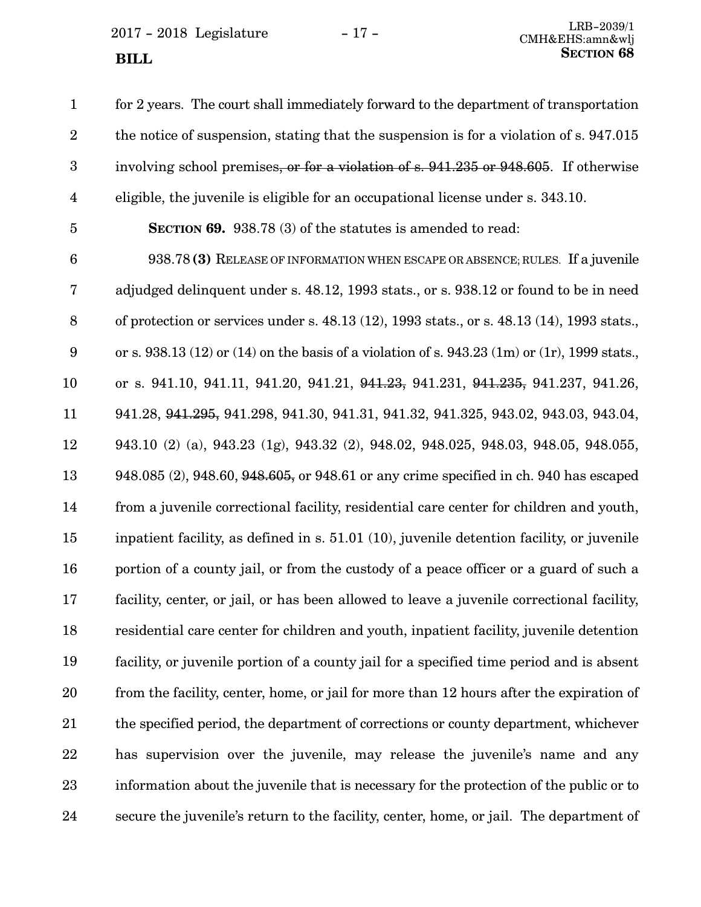for 2 years. The court shall immediately forward to the department of transportation the notice of suspension, stating that the suspension is for a violation of s. 947.015 involving school premises~~, or for a violation of s. 941.235 or 948.605~~. If otherwise eligible, the juvenile is eligible for an occupational license under s. 343.10.

**SECTION 69.** 938.78 (3) of the statutes is amended to read:

938.78 **(3)** RELEASE OF INFORMATION WHEN ESCAPE OR ABSENCE; RULES. If a juvenile adjudged delinquent under s. 48.12, 1993 stats., or s. 938.12 or found to be in need of protection or services under s. 48.13 (12), 1993 stats., or s. 48.13 (14), 1993 stats., or s. 938.13 (12) or (14) on the basis of a violation of s. 943.23 (1m) or (1r), 1999 stats., or s. 941.10, 941.11, 941.20, 941.21, ~~941.23,~~ 941.231, ~~941.235,~~ 941.237, 941.26, 941.28, ~~941.295,~~ 941.298, 941.30, 941.31, 941.32, 941.325, 943.02, 943.03, 943.04, 943.10 (2) (a), 943.23 (1g), 943.32 (2), 948.02, 948.025, 948.03, 948.05, 948.055, 948.085 (2), 948.60, ~~948.605,~~ or 948.61 or any crime specified in ch. 940 has escaped from a juvenile correctional facility, residential care center for children and youth, inpatient facility, as defined in s. 51.01 (10), juvenile detention facility, or juvenile portion of a county jail, or from the custody of a peace officer or a guard of such a facility, center, or jail, or has been allowed to leave a juvenile correctional facility, residential care center for children and youth, inpatient facility, juvenile detention facility, or juvenile portion of a county jail for a specified time period and is absent from the facility, center, home, or jail for more than 12 hours after the expiration of the specified period, the department of corrections or county department, whichever has supervision over the juvenile, may release the juvenile's name and any information about the juvenile that is necessary for the protection of the public or to secure the juvenile's return to the facility, center, home, or jail. The department of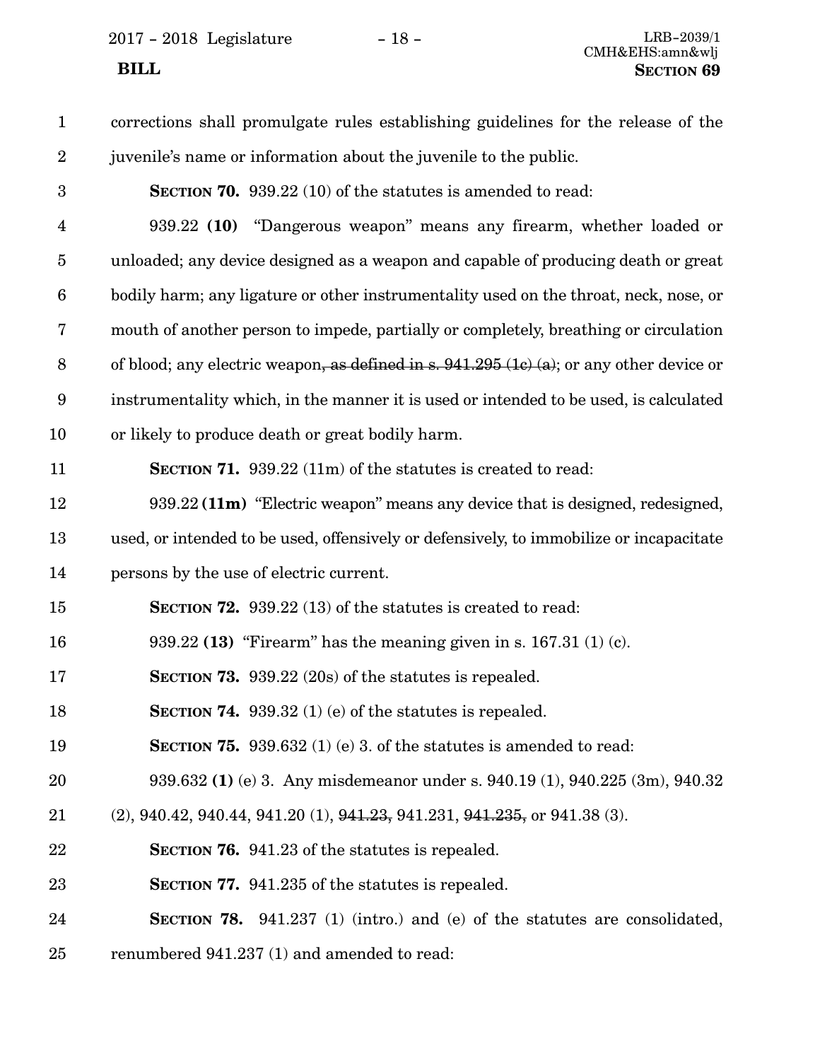corrections shall promulgate rules establishing guidelines for the release of the juvenile's name or information about the juvenile to the public.

**SECTION 70.** 939.22 (10) of the statutes is amended to read:

939.22 **(10)** "Dangerous weapon" means any firearm, whether loaded or unloaded; any device designed as a weapon and capable of producing death or great bodily harm; any ligature or other instrumentality used on the throat, neck, nose, or mouth of another person to impede, partially or completely, breathing or circulation of blood; any electric weapon~~, as defined in s. 941.295 (1c) (a)~~; or any other device or instrumentality which, in the manner it is used or intended to be used, is calculated or likely to produce death or great bodily harm.

**SECTION 71.** 939.22 (11m) of the statutes is created to read:

939.22 **(11m)** "Electric weapon" means any device that is designed, redesigned, used, or intended to be used, offensively or defensively, to immobilize or incapacitate persons by the use of electric current.

**SECTION 72.** 939.22 (13) of the statutes is created to read:

939.22 **(13)** "Firearm" has the meaning given in s. 167.31 (1) (c).

**SECTION 73.** 939.22 (20s) of the statutes is repealed.

**SECTION 74.** 939.32 (1) (e) of the statutes is repealed.

**SECTION 75.** 939.632 (1) (e) 3. of the statutes is amended to read:

939.632 **(1)** (e) 3. Any misdemeanor under s. 940.19 (1), 940.225 (3m), 940.32 (2), 940.42, 940.44, 941.20 (1), ~~941.23,~~ 941.231, ~~941.235,~~ or 941.38 (3).

**SECTION 76.** 941.23 of the statutes is repealed.

**SECTION 77.** 941.235 of the statutes is repealed.

**SECTION 78.** 941.237 (1) (intro.) and (e) of the statutes are consolidated, renumbered 941.237 (1) and amended to read: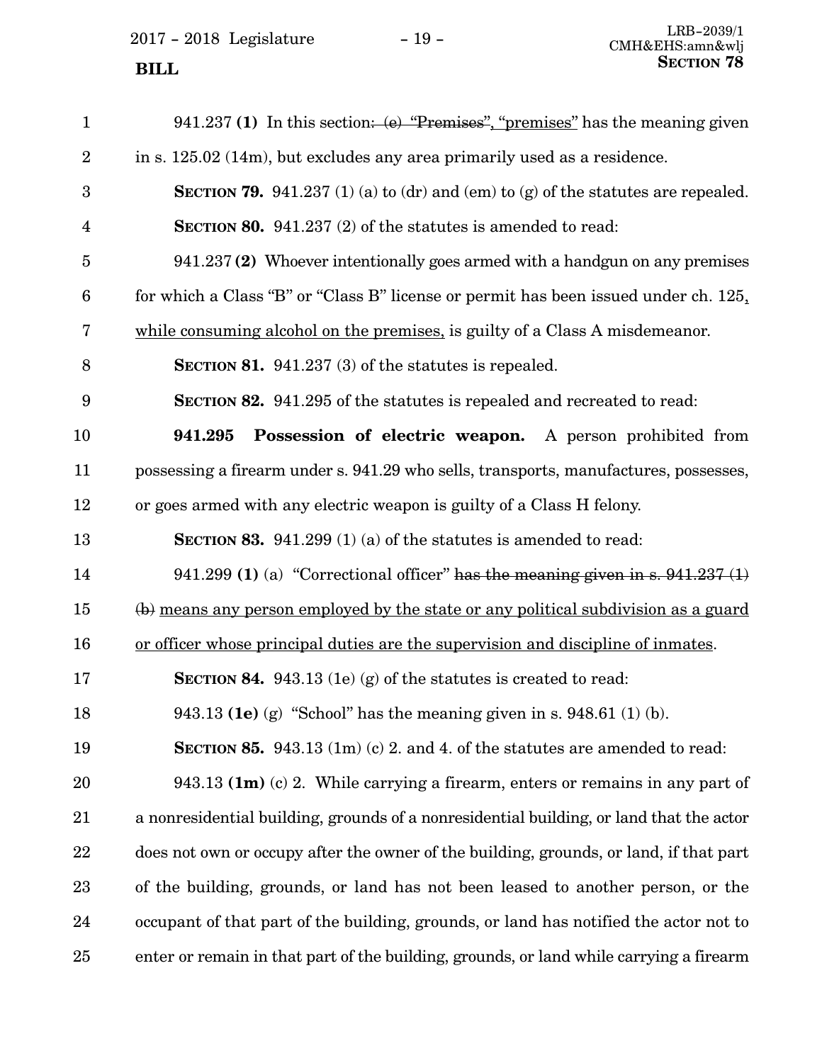941.237 **(1)** In this section: ~~(e) "Premises"~~, "premises" has the meaning given in s. 125.02 (14m), but excludes any area primarily used as a residence.

**SECTION 79.** 941.237 (1) (a) to (dr) and (em) to (g) of the statutes are repealed.

**SECTION 80.** 941.237 (2) of the statutes is amended to read:

941.237 **(2)** Whoever intentionally goes armed with a handgun on any premises for which a Class "B" or "Class B" license or permit has been issued under ch. 125, while consuming alcohol on the premises, is guilty of a Class A misdemeanor.

**SECTION 81.** 941.237 (3) of the statutes is repealed.

**SECTION 82.** 941.295 of the statutes is repealed and recreated to read:

**941.295 Possession of electric weapon.** A person prohibited from possessing a firearm under s. 941.29 who sells, transports, manufactures, possesses, or goes armed with any electric weapon is guilty of a Class H felony.

**SECTION 83.** 941.299 (1) (a) of the statutes is amended to read:

941.299 **(1)** (a) "Correctional officer" ~~has the meaning given in s. 941.237 (1) (b)~~ means any person employed by the state or any political subdivision as a guard or officer whose principal duties are the supervision and discipline of inmates.

**SECTION 84.** 943.13 (1e) (g) of the statutes is created to read:

943.13 **(1e)** (g) "School" has the meaning given in s. 948.61 (1) (b).

**SECTION 85.** 943.13 (1m) (c) 2. and 4. of the statutes are amended to read:

943.13 **(1m)** (c) 2. While carrying a firearm, enters or remains in any part of a nonresidential building, grounds of a nonresidential building, or land that the actor does not own or occupy after the owner of the building, grounds, or land, if that part of the building, grounds, or land has not been leased to another person, or the occupant of that part of the building, grounds, or land has notified the actor not to enter or remain in that part of the building, grounds, or land while carrying a firearm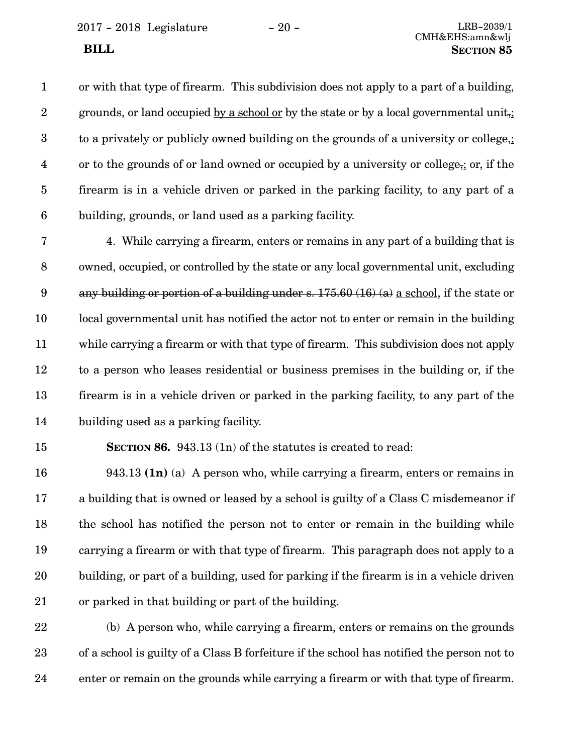or with that type of firearm. This subdivision does not apply to a part of a building, grounds, or land occupied by a school or by the state or by a local governmental unit,; to a privately or publicly owned building on the grounds of a university or college,; or to the grounds of or land owned or occupied by a university or college,; or, if the firearm is in a vehicle driven or parked in the parking facility, to any part of a building, grounds, or land used as a parking facility.

4. While carrying a firearm, enters or remains in any part of a building that is owned, occupied, or controlled by the state or any local governmental unit, excluding ~~any building or portion of a building under s. 175.60 (16) (a)~~ a school, if the state or local governmental unit has notified the actor not to enter or remain in the building while carrying a firearm or with that type of firearm. This subdivision does not apply to a person who leases residential or business premises in the building or, if the firearm is in a vehicle driven or parked in the parking facility, to any part of the building used as a parking facility.

**SECTION 86.** 943.13 (1n) of the statutes is created to read:

943.13 **(1n)** (a) A person who, while carrying a firearm, enters or remains in a building that is owned or leased by a school is guilty of a Class C misdemeanor if the school has notified the person not to enter or remain in the building while carrying a firearm or with that type of firearm. This paragraph does not apply to a building, or part of a building, used for parking if the firearm is in a vehicle driven or parked in that building or part of the building.

(b) A person who, while carrying a firearm, enters or remains on the grounds of a school is guilty of a Class B forfeiture if the school has notified the person not to enter or remain on the grounds while carrying a firearm or with that type of firearm.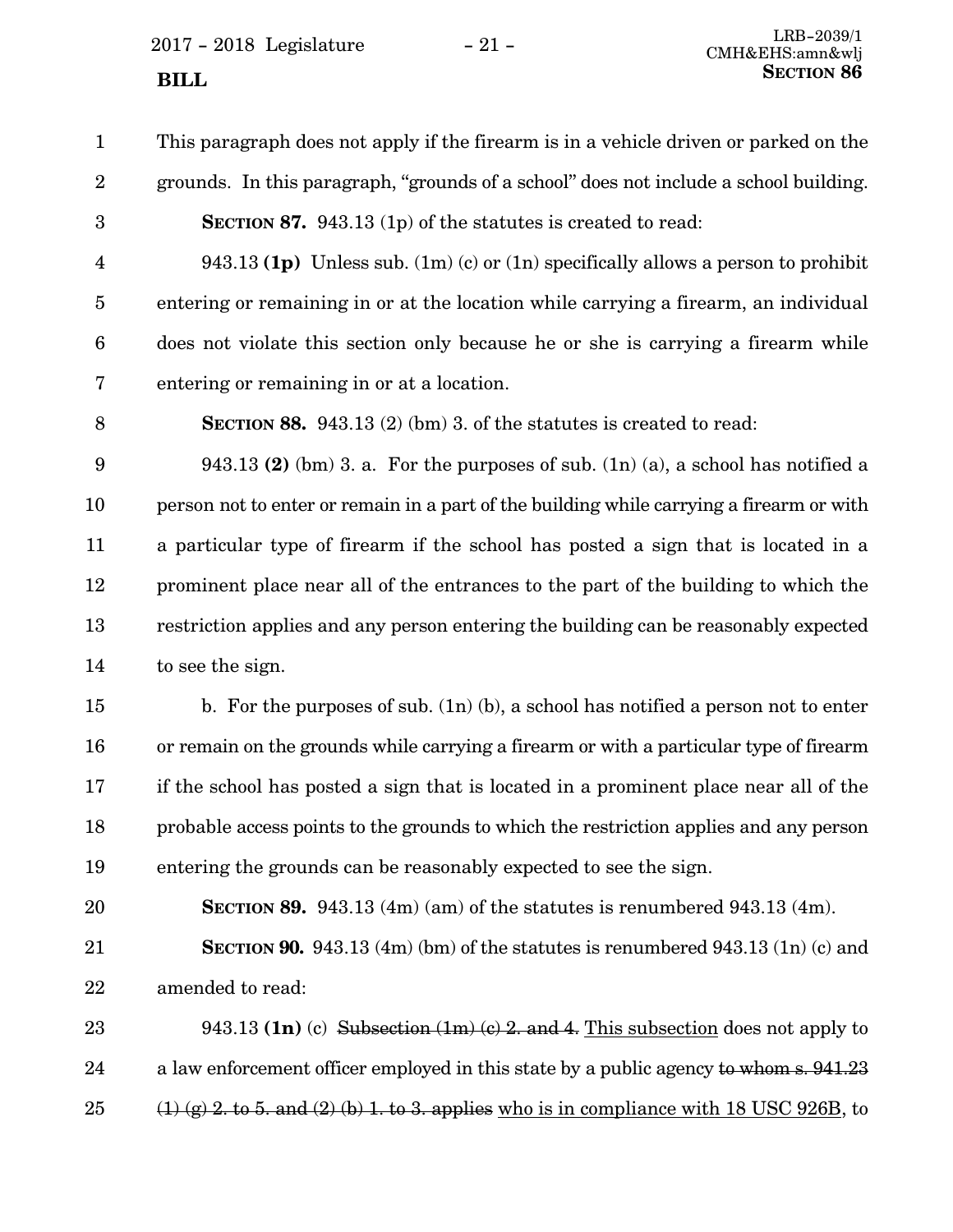This paragraph does not apply if the firearm is in a vehicle driven or parked on the grounds. In this paragraph, "grounds of a school" does not include a school building.

**SECTION 87.** 943.13 (1p) of the statutes is created to read:

943.13 **(1p)** Unless sub. (1m) (c) or (1n) specifically allows a person to prohibit entering or remaining in or at the location while carrying a firearm, an individual does not violate this section only because he or she is carrying a firearm while entering or remaining in or at a location.

**SECTION 88.** 943.13 (2) (bm) 3. of the statutes is created to read:

943.13 **(2)** (bm) 3. a. For the purposes of sub. (1n) (a), a school has notified a person not to enter or remain in a part of the building while carrying a firearm or with a particular type of firearm if the school has posted a sign that is located in a prominent place near all of the entrances to the part of the building to which the restriction applies and any person entering the building can be reasonably expected to see the sign.

b. For the purposes of sub. (1n) (b), a school has notified a person not to enter or remain on the grounds while carrying a firearm or with a particular type of firearm if the school has posted a sign that is located in a prominent place near all of the probable access points to the grounds to which the restriction applies and any person entering the grounds can be reasonably expected to see the sign.

**SECTION 89.** 943.13 (4m) (am) of the statutes is renumbered 943.13 (4m).

**SECTION 90.** 943.13 (4m) (bm) of the statutes is renumbered 943.13 (1n) (c) and amended to read:

943.13 **(1n)** (c) ~~Subsection (1m) (c) 2. and 4.~~ This subsection does not apply to a law enforcement officer employed in this state by a public agency ~~to whom s. 941.23 (1) (g) 2. to 5. and (2) (b) 1. to 3. applies~~ who is in compliance with 18 USC 926B, to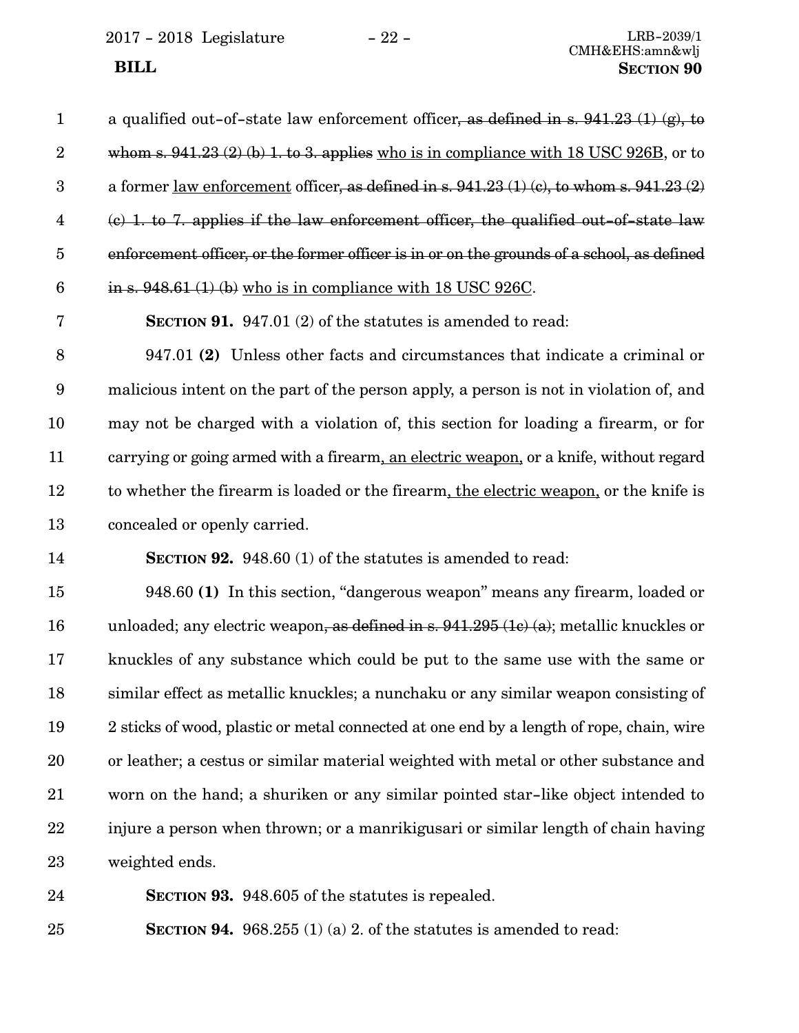a qualified out-of-state law enforcement officer~~, as defined in s. 941.23 (1) (g), to whom s. 941.23 (2) (b) 1. to 3. applies~~ <u>who is in compliance with 18 USC 926B</u>, or to a former <u>law enforcement</u> officer~~, as defined in s. 941.23 (1) (c), to whom s. 941.23 (2) (c) 1. to 7. applies if the law enforcement officer, the qualified out-of-state law enforcement officer, or the former officer is in or on the grounds of a school, as defined in s. 948.61 (1) (b)~~ <u>who is in compliance with 18 USC 926C</u>.

**SECTION 91.** 947.01 (2) of the statutes is amended to read:

947.01 **(2)** Unless other facts and circumstances that indicate a criminal or malicious intent on the part of the person apply, a person is not in violation of, and may not be charged with a violation of, this section for loading a firearm, or for carrying or going armed with a firearm<u>, an electric weapon,</u> or a knife, without regard to whether the firearm is loaded or the firearm<u>, the electric weapon,</u> or the knife is concealed or openly carried.

**SECTION 92.** 948.60 (1) of the statutes is amended to read:

948.60 **(1)** In this section, "dangerous weapon" means any firearm, loaded or unloaded; any electric weapon~~, as defined in s. 941.295 (1c) (a)~~; metallic knuckles or knuckles of any substance which could be put to the same use with the same or similar effect as metallic knuckles; a nunchaku or any similar weapon consisting of 2 sticks of wood, plastic or metal connected at one end by a length of rope, chain, wire or leather; a cestus or similar material weighted with metal or other substance and worn on the hand; a shuriken or any similar pointed star-like object intended to injure a person when thrown; or a manrikigusari or similar length of chain having weighted ends.

**SECTION 93.** 948.605 of the statutes is repealed.

**SECTION 94.** 968.255 (1) (a) 2. of the statutes is amended to read: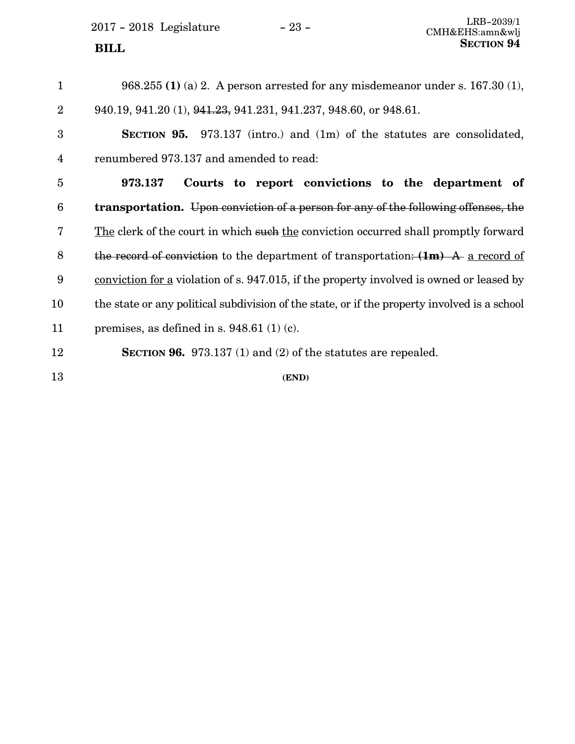968.255 **(1)** (a) 2. A person arrested for any misdemeanor under s. 167.30 (1), 940.19, 941.20 (1), ~~941.23,~~ 941.231, 941.237, 948.60, or 948.61.

**SECTION 95.** 973.137 (intro.) and (1m) of the statutes are consolidated, renumbered 973.137 and amended to read:

**973.137 Courts to report convictions to the department of transportation.** ~~Upon conviction of a person for any of the following offenses, the~~ <u>The</u> clerk of the court in which ~~such~~ <u>the</u> conviction occurred shall promptly forward ~~the record of conviction~~ to the department of transportation~~: **(1m)** A~~ <u>a record of conviction for a</u> violation of s. 947.015, if the property involved is owned or leased by the state or any political subdivision of the state, or if the property involved is a school premises, as defined in s. 948.61 (1) (c).

**SECTION 96.** 973.137 (1) and (2) of the statutes are repealed.

**(END)**